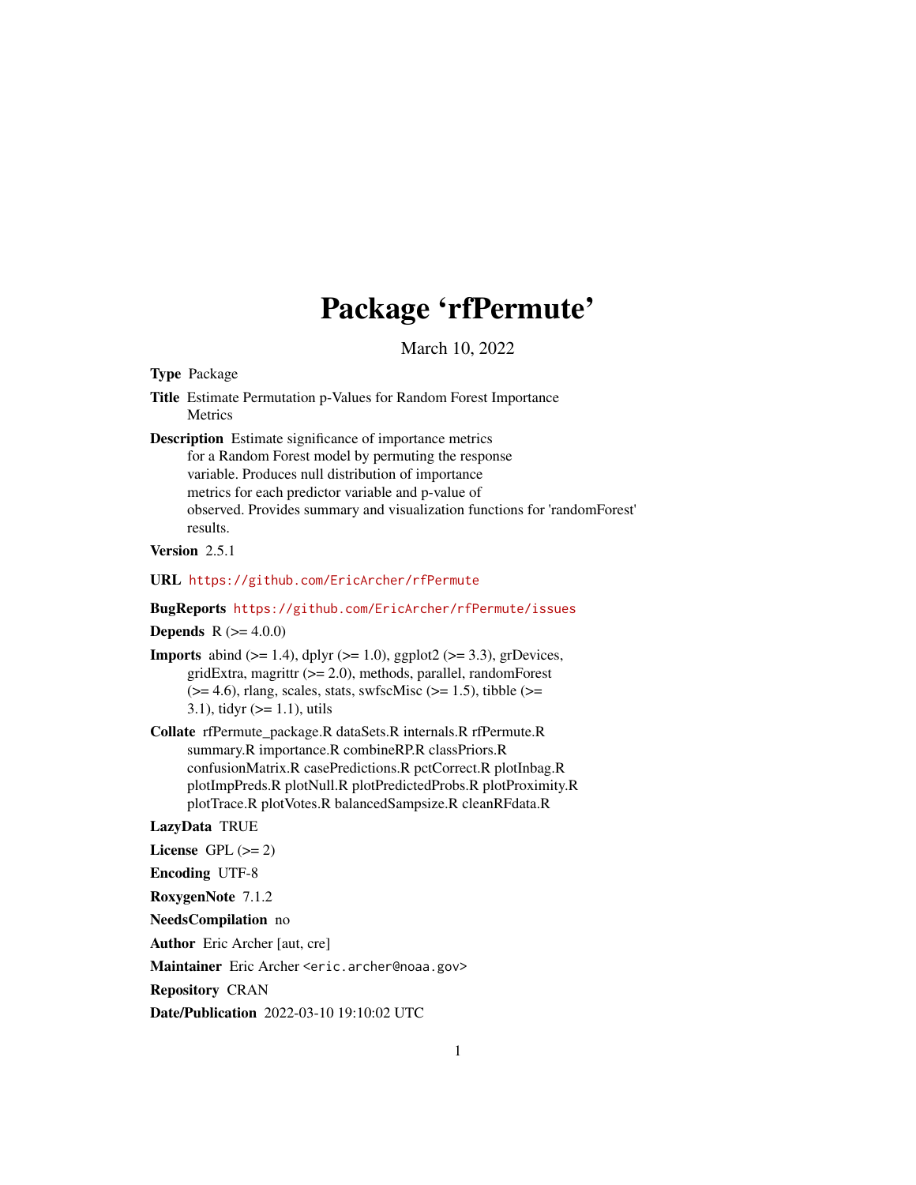# Package 'rfPermute'

March 10, 2022

**Type** Package

**Title** Estimate Permutation p-Values for Random Forest Importance Metrics

**Description** Estimate significance of importance metrics for a Random Forest model by permuting the response variable. Produces null distribution of importance metrics for each predictor variable and p-value of observed. Provides summary and visualization functions for 'randomForest' results.

**Version** 2.5.1

**URL** https://github.com/EricArcher/rfPermute

**BugReports** https://github.com/EricArcher/rfPermute/issues

**Depends** R (>= 4.0.0)

**Imports** abind (>= 1.4), dplyr (>= 1.0), ggplot2 (>= 3.3), grDevices, gridExtra, magrittr (>= 2.0), methods, parallel, randomForest (>= 4.6), rlang, scales, stats, swfscMisc (>= 1.5), tibble (>= 3.1), tidyr (>= 1.1), utils

**Collate** rfPermute_package.R dataSets.R internals.R rfPermute.R summary.R importance.R combineRP.R classPriors.R confusionMatrix.R casePredictions.R pctCorrect.R plotInbag.R plotImpPreds.R plotNull.R plotPredictedProbs.R plotProximity.R plotTrace.R plotVotes.R balancedSampsize.R cleanRFdata.R

**LazyData** TRUE

**License** GPL (>= 2)

**Encoding** UTF-8

**RoxygenNote** 7.1.2

**NeedsCompilation** no

**Author** Eric Archer [aut, cre]

**Maintainer** Eric Archer <eric.archer@noaa.gov>

**Repository** CRAN

**Date/Publication** 2022-03-10 19:10:02 UTC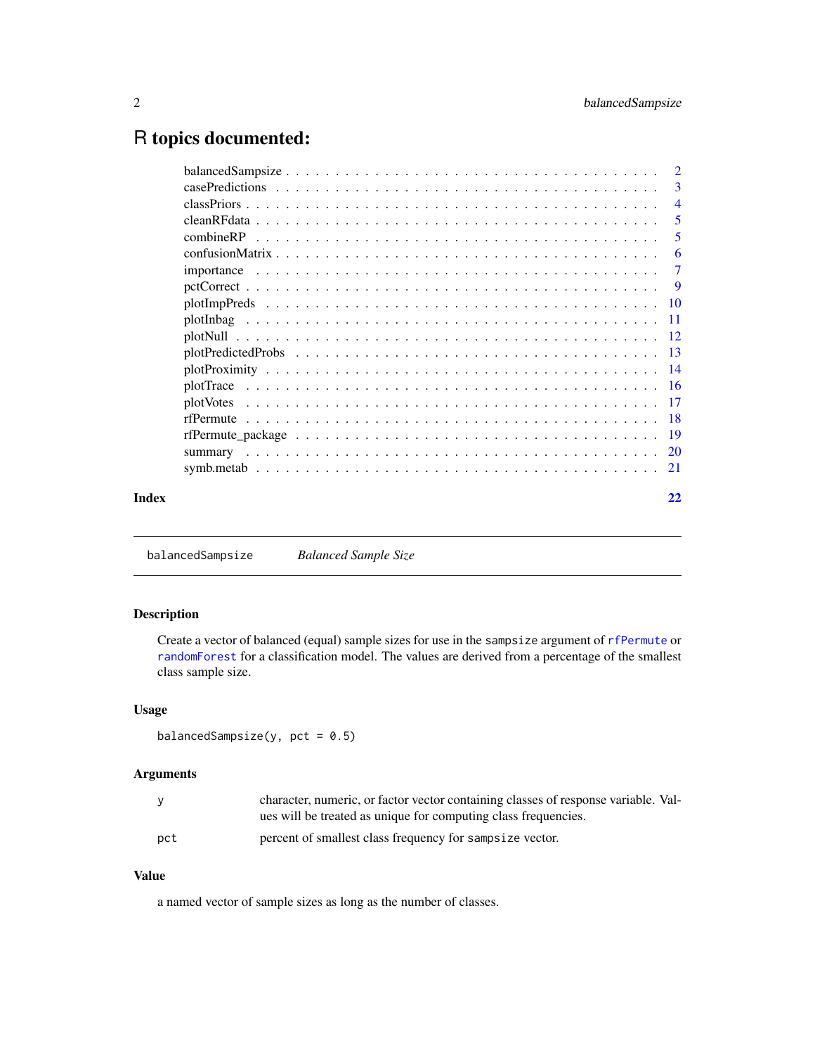# R topics documented:

| | |
|---|---|
| balancedSampsize | 2 |
| casePredictions | 3 |
| classPriors | 4 |
| cleanRFdata | 5 |
| combineRP | 5 |
| confusionMatrix | 6 |
| importance | 7 |
| pctCorrect | 9 |
| plotImpPreds | 10 |
| plotInbag | 11 |
| plotNull | 12 |
| plotPredictedProbs | 13 |
| plotProximity | 14 |
| plotTrace | 16 |
| plotVotes | 17 |
| rfPermute | 18 |
| rfPermute_package | 19 |
| summary | 20 |
| symb.metab | 21 |

**Index** **22**

---

`balancedSampsize` *Balanced Sample Size*

---

### Description

Create a vector of balanced (equal) sample sizes for use in the `sampsize` argument of `rfPermute` or `randomForest` for a classification model. The values are derived from a percentage of the smallest class sample size.

### Usage

```
balancedSampsize(y, pct = 0.5)
```

### Arguments

| | |
|---|---|
| `y` | character, numeric, or factor vector containing classes of response variable. Values will be treated as unique for computing class frequencies. |
| `pct` | percent of smallest class frequency for `sampsize` vector. |

### Value

a named vector of sample sizes as long as the number of classes.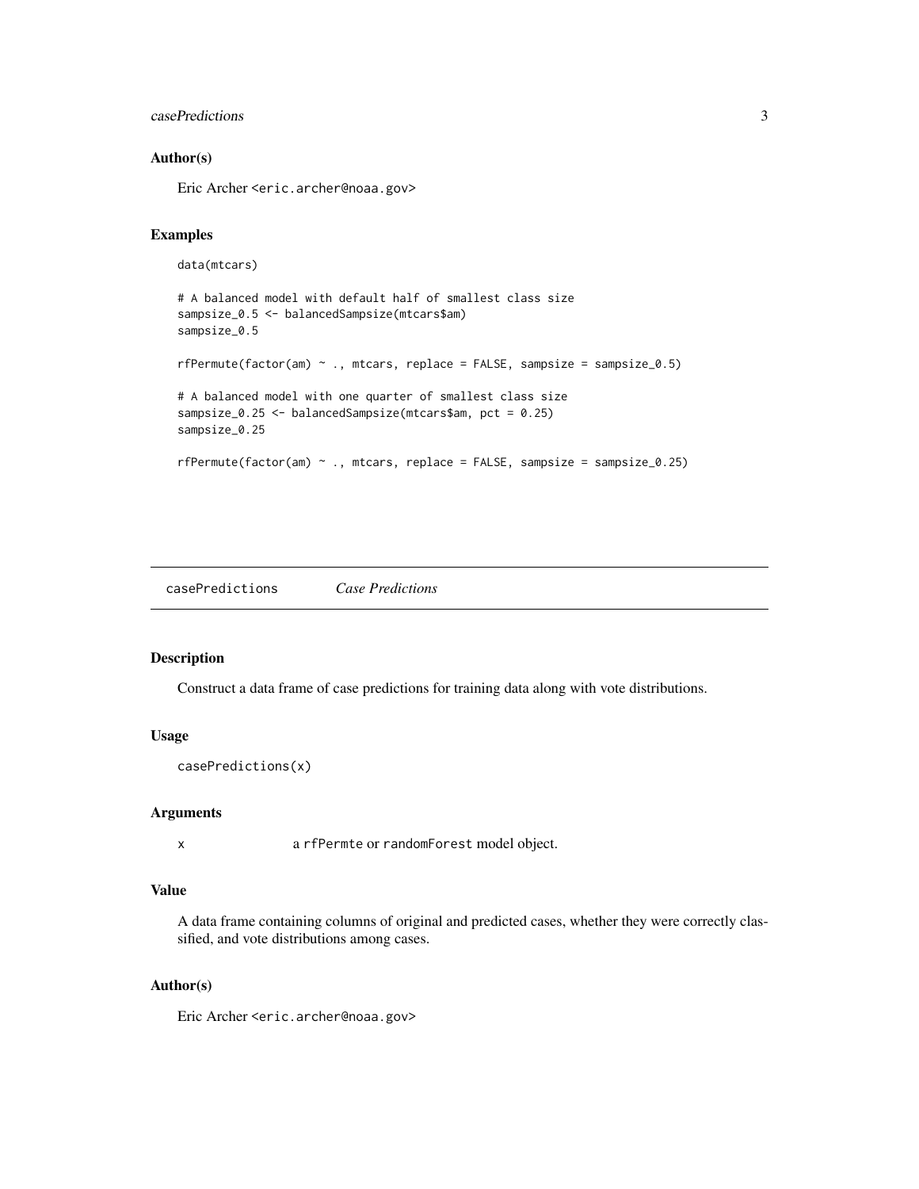### Author(s)

Eric Archer <eric.archer@noaa.gov>

### Examples

```
data(mtcars)

# A balanced model with default half of smallest class size
sampsize_0.5 <- balancedSampsize(mtcars$am)
sampsize_0.5

rfPermute(factor(am) ~ ., mtcars, replace = FALSE, sampsize = sampsize_0.5)

# A balanced model with one quarter of smallest class size
sampsize_0.25 <- balancedSampsize(mtcars$am, pct = 0.25)
sampsize_0.25

rfPermute(factor(am) ~ ., mtcars, replace = FALSE, sampsize = sampsize_0.25)
```

---

## casePredictions *Case Predictions*

---

### Description

Construct a data frame of case predictions for training data along with vote distributions.

### Usage

```
casePredictions(x)
```

### Arguments

| | |
|---|---|
| x | a `rfPermte` or `randomForest` model object. |

### Value

A data frame containing columns of original and predicted cases, whether they were correctly classified, and vote distributions among cases.

### Author(s)

Eric Archer <eric.archer@noaa.gov>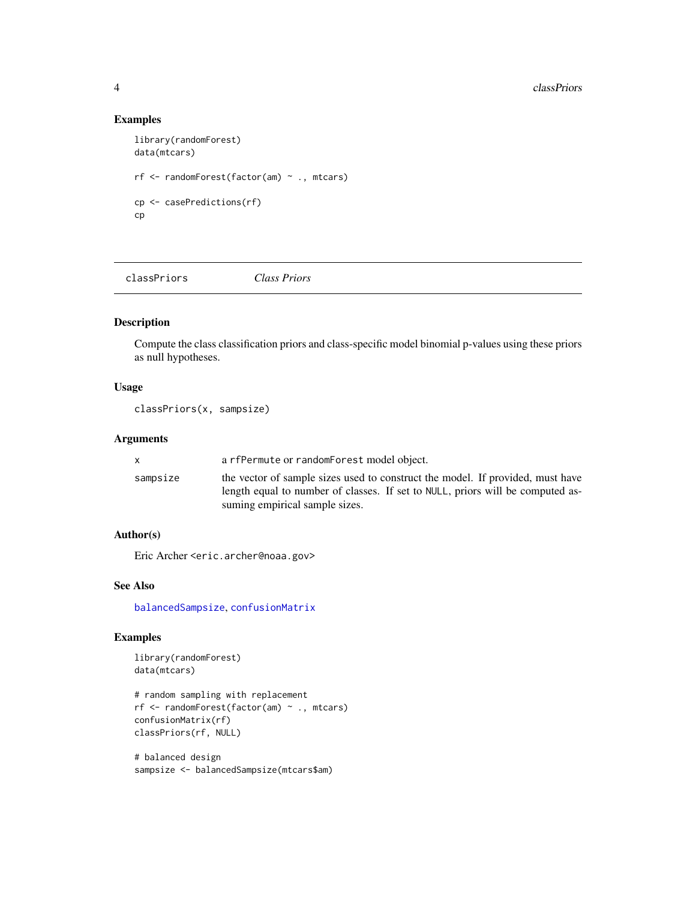## Examples

```
library(randomForest)
data(mtcars)

rf <- randomForest(factor(am) ~ ., mtcars)

cp <- casePredictions(rf)
cp
```

---

# classPriors *Class Priors*

---

## Description

Compute the class classification priors and class-specific model binomial p-values using these priors as null hypotheses.

## Usage

```
classPriors(x, sampsize)
```

## Arguments

| | |
|---|---|
| x | a rfPermute or randomForest model object. |
| sampsize | the vector of sample sizes used to construct the model. If provided, must have length equal to number of classes. If set to NULL, priors will be computed assuming empirical sample sizes. |

## Author(s)

Eric Archer <eric.archer@noaa.gov>

## See Also

balancedSampsize, confusionMatrix

## Examples

```
library(randomForest)
data(mtcars)

# random sampling with replacement
rf <- randomForest(factor(am) ~ ., mtcars)
confusionMatrix(rf)
classPriors(rf, NULL)

# balanced design
sampsize <- balancedSampsize(mtcars$am)
```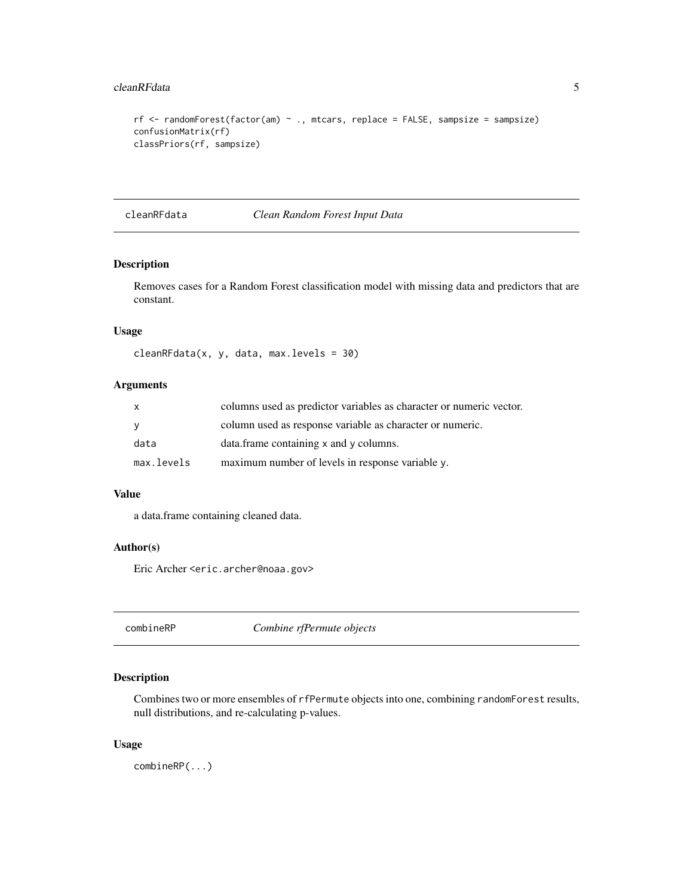```
rf <- randomForest(factor(am) ~ ., mtcars, replace = FALSE, sampsize = sampsize)
confusionMatrix(rf)
classPriors(rf, sampsize)
```

---

## cleanRFdata *Clean Random Forest Input Data*

### Description

Removes cases for a Random Forest classification model with missing data and predictors that are constant.

### Usage

```
cleanRFdata(x, y, data, max.levels = 30)
```

### Arguments

| | |
|---|---|
| `x` | columns used as predictor variables as character or numeric vector. |
| `y` | column used as response variable as character or numeric. |
| `data` | data.frame containing `x` and `y` columns. |
| `max.levels` | maximum number of levels in response variable `y`. |

### Value

a data.frame containing cleaned data.

### Author(s)

Eric Archer <eric.archer@noaa.gov>

---

## combineRP *Combine rfPermute objects*

### Description

Combines two or more ensembles of `rfPermute` objects into one, combining `randomForest` results, null distributions, and re-calculating p-values.

### Usage

```
combineRP(...)
```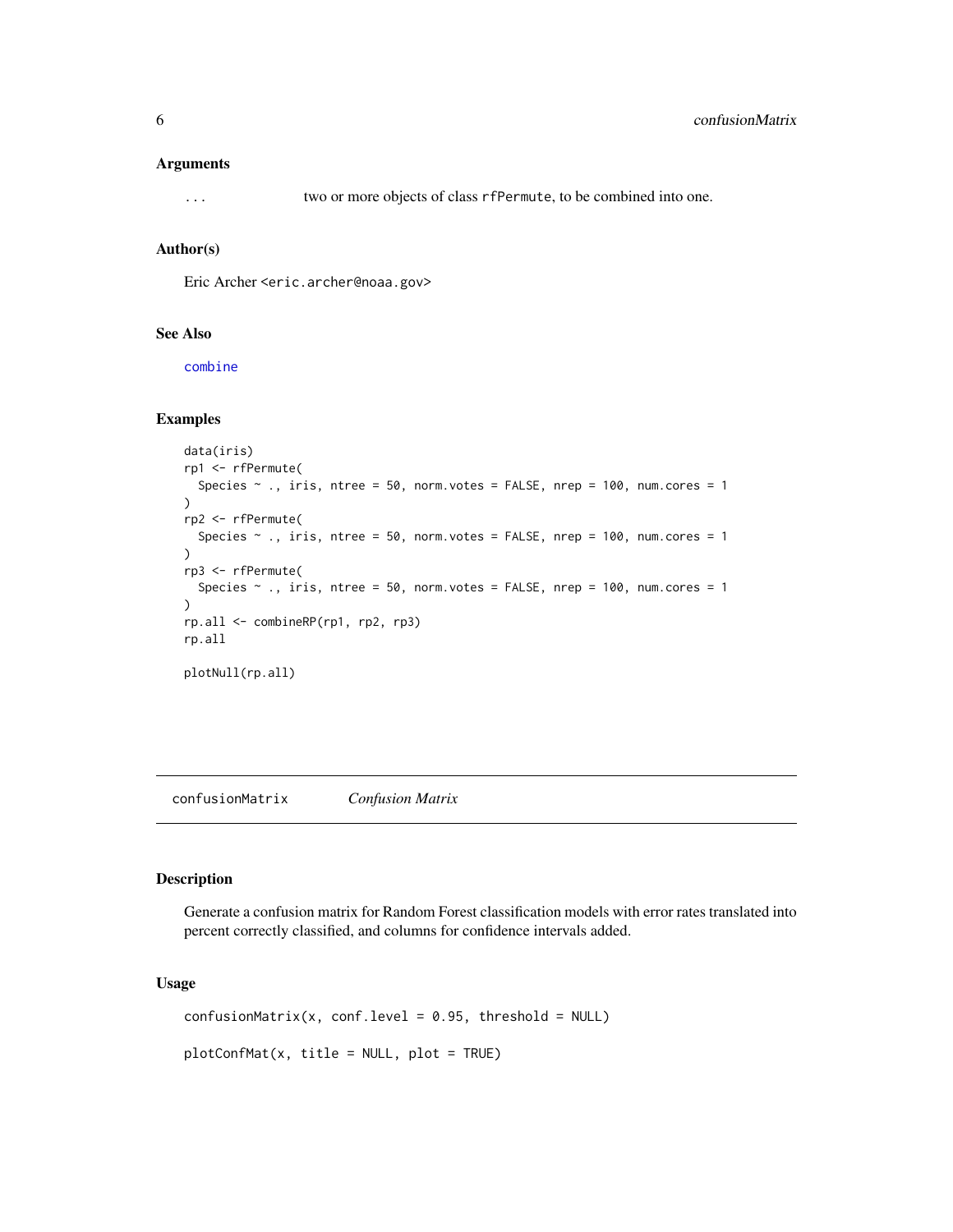### Arguments

| | |
|---|---|
| ... | two or more objects of class `rfPermute`, to be combined into one. |

### Author(s)

Eric Archer <eric.archer@noaa.gov>

### See Also

combine

### Examples

```
data(iris)
rp1 <- rfPermute(
  Species ~ ., iris, ntree = 50, norm.votes = FALSE, nrep = 100, num.cores = 1
)
rp2 <- rfPermute(
  Species ~ ., iris, ntree = 50, norm.votes = FALSE, nrep = 100, num.cores = 1
)
rp3 <- rfPermute(
  Species ~ ., iris, ntree = 50, norm.votes = FALSE, nrep = 100, num.cores = 1
)
rp.all <- combineRP(rp1, rp2, rp3)
rp.all

plotNull(rp.all)
```

---

## confusionMatrix *Confusion Matrix*

### Description

Generate a confusion matrix for Random Forest classification models with error rates translated into percent correctly classified, and columns for confidence intervals added.

### Usage

```
confusionMatrix(x, conf.level = 0.95, threshold = NULL)

plotConfMat(x, title = NULL, plot = TRUE)
```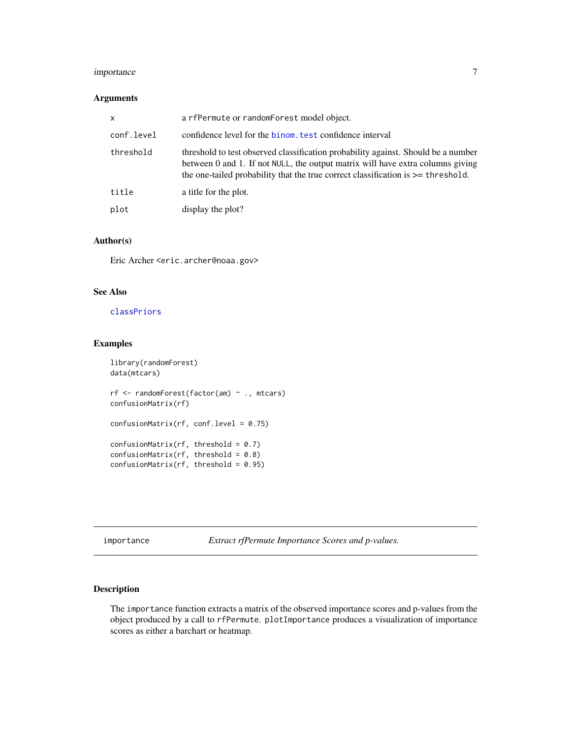## Arguments

| | |
|---|---|
| x | a rfPermute or randomForest model object. |
| conf.level | confidence level for the binom.test confidence interval |
| threshold | threshold to test observed classification probability against. Should be a number between 0 and 1. If not NULL, the output matrix will have extra columns giving the one-tailed probability that the true correct classification is >= threshold. |
| title | a title for the plot. |
| plot | display the plot? |

## Author(s)

Eric Archer <eric.archer@noaa.gov>

## See Also

classPriors

## Examples

```
library(randomForest)
data(mtcars)

rf <- randomForest(factor(am) ~ ., mtcars)
confusionMatrix(rf)

confusionMatrix(rf, conf.level = 0.75)

confusionMatrix(rf, threshold = 0.7)
confusionMatrix(rf, threshold = 0.8)
confusionMatrix(rf, threshold = 0.95)
```

---

# importance — *Extract rfPermute Importance Scores and p-values.*

## Description

The importance function extracts a matrix of the observed importance scores and p-values from the object produced by a call to rfPermute. plotImportance produces a visualization of importance scores as either a barchart or heatmap.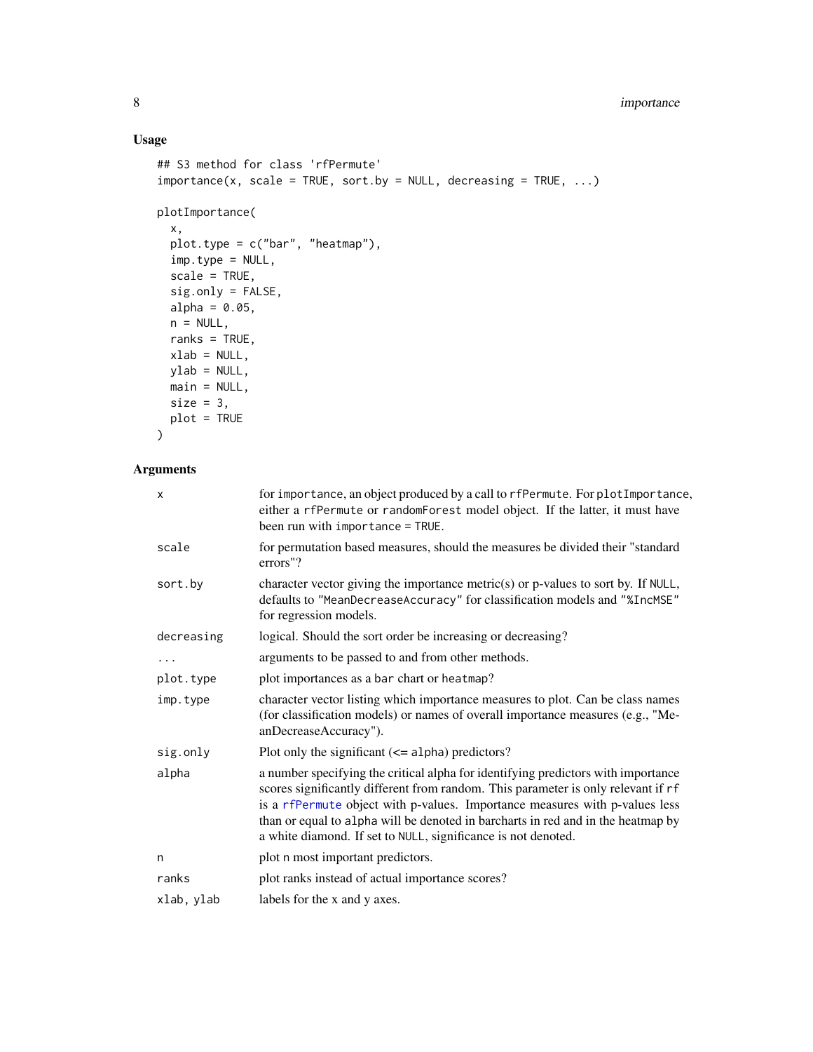## Usage

```
## S3 method for class 'rfPermute'
importance(x, scale = TRUE, sort.by = NULL, decreasing = TRUE, ...)

plotImportance(
  x,
  plot.type = c("bar", "heatmap"),
  imp.type = NULL,
  scale = TRUE,
  sig.only = FALSE,
  alpha = 0.05,
  n = NULL,
  ranks = TRUE,
  xlab = NULL,
  ylab = NULL,
  main = NULL,
  size = 3,
  plot = TRUE
)
```

## Arguments

| | |
|---|---|
| `x` | for `importance`, an object produced by a call to `rfPermute`. For `plotImportance`, either a `rfPermute` or `randomForest` model object. If the latter, it must have been run with `importance = TRUE`. |
| `scale` | for permutation based measures, should the measures be divided their "standard errors"? |
| `sort.by` | character vector giving the importance metric(s) or p-values to sort by. If `NULL`, defaults to `"MeanDecreaseAccuracy"` for classification models and `"%IncMSE"` for regression models. |
| `decreasing` | logical. Should the sort order be increasing or decreasing? |
| `...` | arguments to be passed to and from other methods. |
| `plot.type` | plot importances as a `bar` chart or `heatmap`? |
| `imp.type` | character vector listing which importance measures to plot. Can be class names (for classification models) or names of overall importance measures (e.g., "MeanDecreaseAccuracy"). |
| `sig.only` | Plot only the significant (<= `alpha`) predictors? |
| `alpha` | a number specifying the critical alpha for identifying predictors with importance scores significantly different from random. This parameter is only relevant if `rf` is a `rfPermute` object with p-values. Importance measures with p-values less than or equal to `alpha` will be denoted in barcharts in red and in the heatmap by a white diamond. If set to `NULL`, significance is not denoted. |
| `n` | plot `n` most important predictors. |
| `ranks` | plot ranks instead of actual importance scores? |
| `xlab, ylab` | labels for the x and y axes. |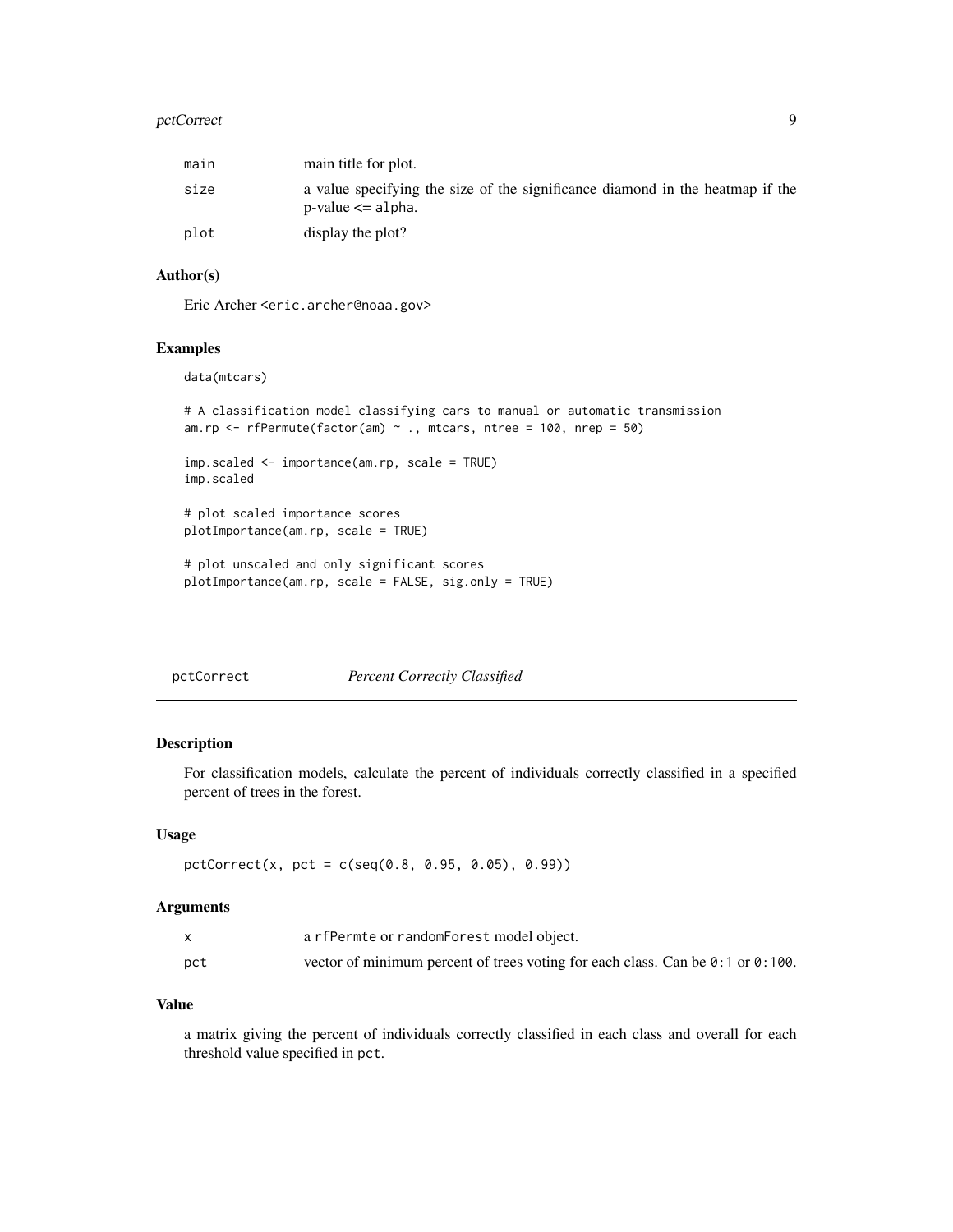| | |
|---|---|
| main | main title for plot. |
| size | a value specifying the size of the significance diamond in the heatmap if the p-value <= alpha. |
| plot | display the plot? |

### Author(s)

Eric Archer <eric.archer@noaa.gov>

### Examples

```
data(mtcars)

# A classification model classifying cars to manual or automatic transmission
am.rp <- rfPermute(factor(am) ~ ., mtcars, ntree = 100, nrep = 50)

imp.scaled <- importance(am.rp, scale = TRUE)
imp.scaled

# plot scaled importance scores
plotImportance(am.rp, scale = TRUE)

# plot unscaled and only significant scores
plotImportance(am.rp, scale = FALSE, sig.only = TRUE)
```

---

## pctCorrect *Percent Correctly Classified*

### Description

For classification models, calculate the percent of individuals correctly classified in a specified percent of trees in the forest.

### Usage

```
pctCorrect(x, pct = c(seq(0.8, 0.95, 0.05), 0.99))
```

### Arguments

| | |
|---|---|
| x | a rfPermte or randomForest model object. |
| pct | vector of minimum percent of trees voting for each class. Can be 0:1 or 0:100. |

### Value

a matrix giving the percent of individuals correctly classified in each class and overall for each threshold value specified in pct.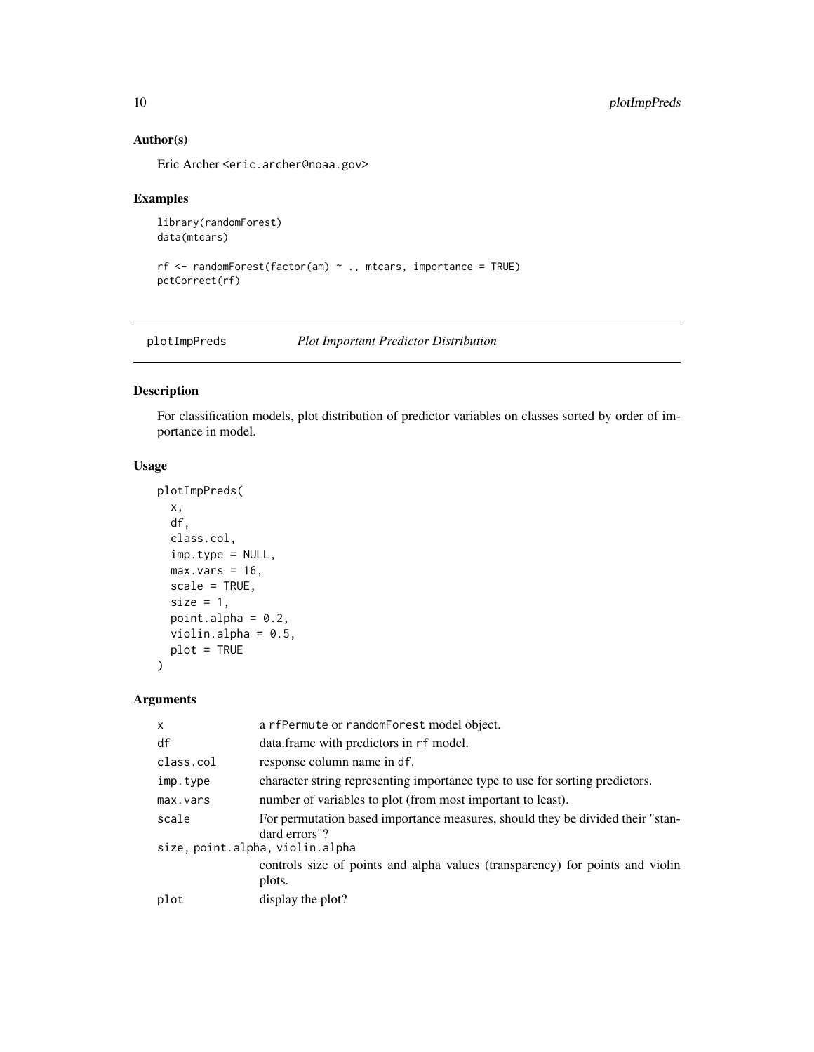### Author(s)

Eric Archer <eric.archer@noaa.gov>

### Examples

```
library(randomForest)
data(mtcars)

rf <- randomForest(factor(am) ~ ., mtcars, importance = TRUE)
pctCorrect(rf)
```

---

## plotImpPreds *Plot Important Predictor Distribution*

---

### Description

For classification models, plot distribution of predictor variables on classes sorted by order of importance in model.

### Usage

```
plotImpPreds(
  x,
  df,
  class.col,
  imp.type = NULL,
  max.vars = 16,
  scale = TRUE,
  size = 1,
  point.alpha = 0.2,
  violin.alpha = 0.5,
  plot = TRUE
)
```

### Arguments

| | |
|---|---|
| `x` | a `rfPermute` or `randomForest` model object. |
| `df` | data.frame with predictors in `rf` model. |
| `class.col` | response column name in `df`. |
| `imp.type` | character string representing importance type to use for sorting predictors. |
| `max.vars` | number of variables to plot (from most important to least). |
| `scale` | For permutation based importance measures, should they be divided their "standard errors"? |
| `size, point.alpha, violin.alpha` | controls size of points and alpha values (transparency) for points and violin plots. |
| `plot` | display the plot? |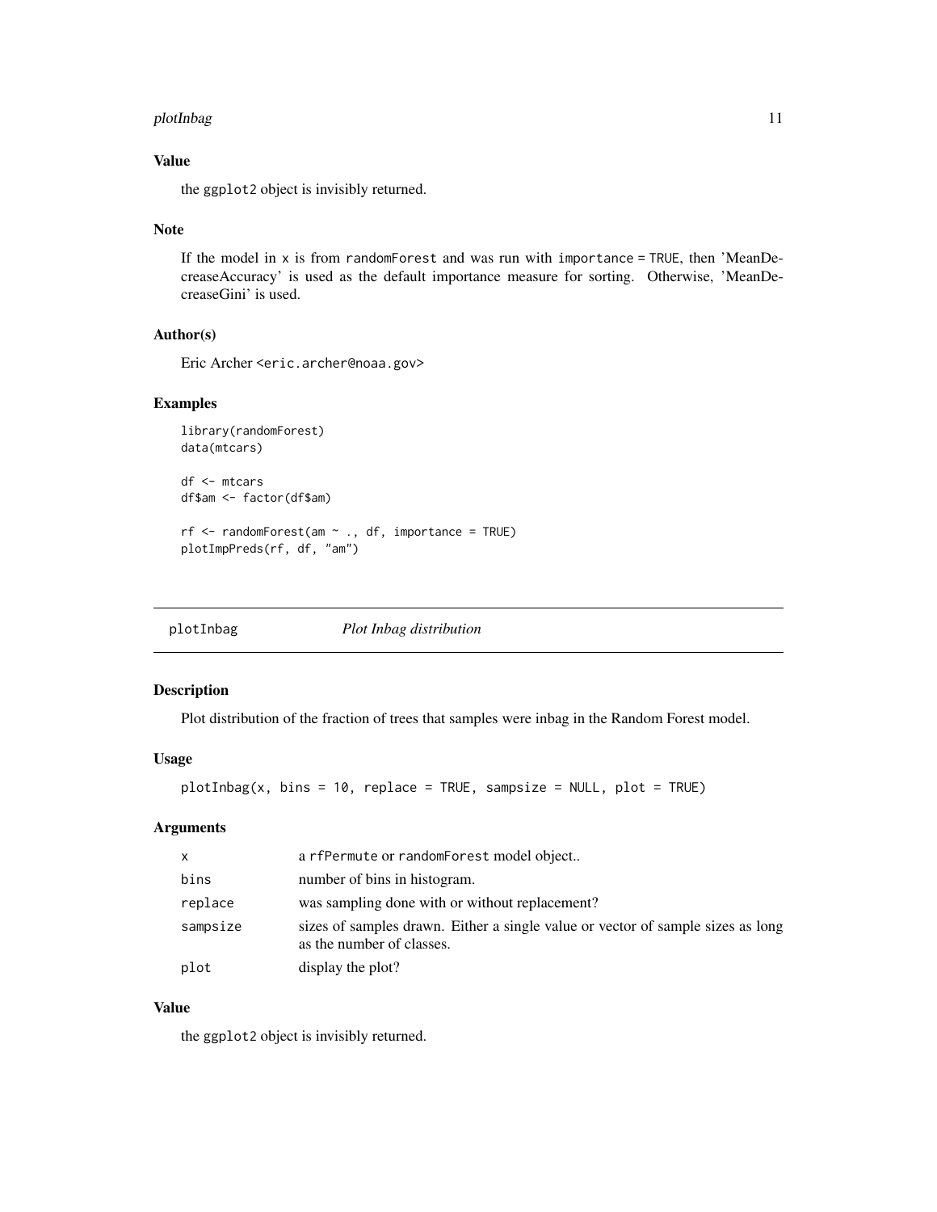## Value

the ggplot2 object is invisibly returned.

## Note

If the model in x is from randomForest and was run with importance = TRUE, then 'MeanDecreaseAccuracy' is used as the default importance measure for sorting. Otherwise, 'MeanDecreaseGini' is used.

## Author(s)

Eric Archer <eric.archer@noaa.gov>

## Examples

```
library(randomForest)
data(mtcars)

df <- mtcars
df$am <- factor(df$am)

rf <- randomForest(am ~ ., df, importance = TRUE)
plotImpPreds(rf, df, "am")
```

---

# plotInbag *Plot Inbag distribution*

## Description

Plot distribution of the fraction of trees that samples were inbag in the Random Forest model.

## Usage

```
plotInbag(x, bins = 10, replace = TRUE, sampsize = NULL, plot = TRUE)
```

## Arguments

| | |
|---|---|
| x | a rfPermute or randomForest model object.. |
| bins | number of bins in histogram. |
| replace | was sampling done with or without replacement? |
| sampsize | sizes of samples drawn. Either a single value or vector of sample sizes as long as the number of classes. |
| plot | display the plot? |

## Value

the ggplot2 object is invisibly returned.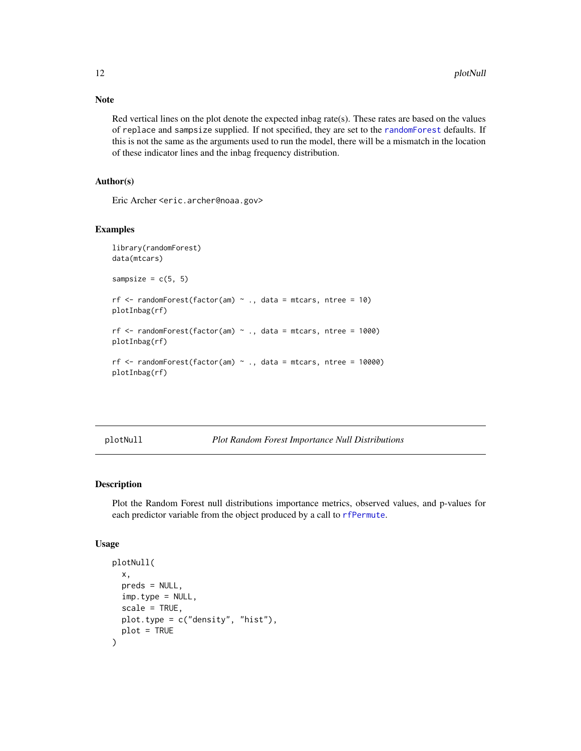### Note

Red vertical lines on the plot denote the expected inbag rate(s). These rates are based on the values of `replace` and `sampsize` supplied. If not specified, they are set to the `randomForest` defaults. If this is not the same as the arguments used to run the model, there will be a mismatch in the location of these indicator lines and the inbag frequency distribution.

### Author(s)

Eric Archer <eric.archer@noaa.gov>

### Examples

```
library(randomForest)
data(mtcars)

sampsize = c(5, 5)

rf <- randomForest(factor(am) ~ ., data = mtcars, ntree = 10)
plotInbag(rf)

rf <- randomForest(factor(am) ~ ., data = mtcars, ntree = 1000)
plotInbag(rf)

rf <- randomForest(factor(am) ~ ., data = mtcars, ntree = 10000)
plotInbag(rf)
```

---

## plotNull — *Plot Random Forest Importance Null Distributions*

### Description

Plot the Random Forest null distributions importance metrics, observed values, and p-values for each predictor variable from the object produced by a call to `rfPermute`.

### Usage

```
plotNull(
  x,
  preds = NULL,
  imp.type = NULL,
  scale = TRUE,
  plot.type = c("density", "hist"),
  plot = TRUE
)
```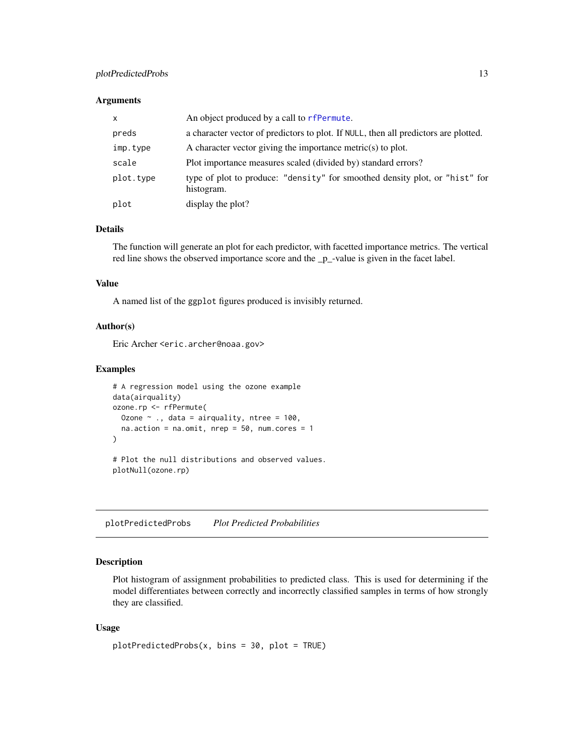### Arguments

| | |
|---|---|
| `x` | An object produced by a call to `rfPermute`. |
| `preds` | a character vector of predictors to plot. If `NULL`, then all predictors are plotted. |
| `imp.type` | A character vector giving the importance metric(s) to plot. |
| `scale` | Plot importance measures scaled (divided by) standard errors? |
| `plot.type` | type of plot to produce: `"density"` for smoothed density plot, or `"hist"` for histogram. |
| `plot` | display the plot? |

### Details

The function will generate an plot for each predictor, with facetted importance metrics. The vertical red line shows the observed importance score and the _p_-value is given in the facet label.

### Value

A named list of the `ggplot` figures produced is invisibly returned.

### Author(s)

Eric Archer <eric.archer@noaa.gov>

### Examples

```
# A regression model using the ozone example
data(airquality)
ozone.rp <- rfPermute(
  Ozone ~ ., data = airquality, ntree = 100,
  na.action = na.omit, nrep = 50, num.cores = 1
)

# Plot the null distributions and observed values.
plotNull(ozone.rp)
```

---

## plotPredictedProbs — *Plot Predicted Probabilities*

### Description

Plot histogram of assignment probabilities to predicted class. This is used for determining if the model differentiates between correctly and incorrectly classified samples in terms of how strongly they are classified.

### Usage

```
plotPredictedProbs(x, bins = 30, plot = TRUE)
```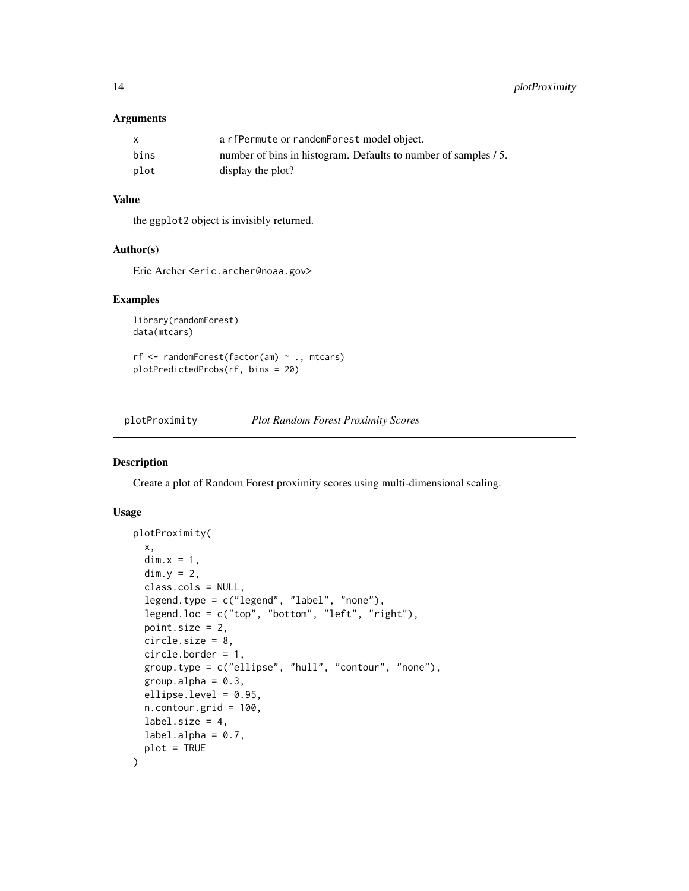### Arguments

| | |
|---|---|
| x | a rfPermute or randomForest model object. |
| bins | number of bins in histogram. Defaults to number of samples / 5. |
| plot | display the plot? |

### Value

the ggplot2 object is invisibly returned.

### Author(s)

Eric Archer <eric.archer@noaa.gov>

### Examples

```
library(randomForest)
data(mtcars)

rf <- randomForest(factor(am) ~ ., mtcars)
plotPredictedProbs(rf, bins = 20)
```

---

## plotProximity — *Plot Random Forest Proximity Scores*

### Description

Create a plot of Random Forest proximity scores using multi-dimensional scaling.

### Usage

```
plotProximity(
  x,
  dim.x = 1,
  dim.y = 2,
  class.cols = NULL,
  legend.type = c("legend", "label", "none"),
  legend.loc = c("top", "bottom", "left", "right"),
  point.size = 2,
  circle.size = 8,
  circle.border = 1,
  group.type = c("ellipse", "hull", "contour", "none"),
  group.alpha = 0.3,
  ellipse.level = 0.95,
  n.contour.grid = 100,
  label.size = 4,
  label.alpha = 0.7,
  plot = TRUE
)
```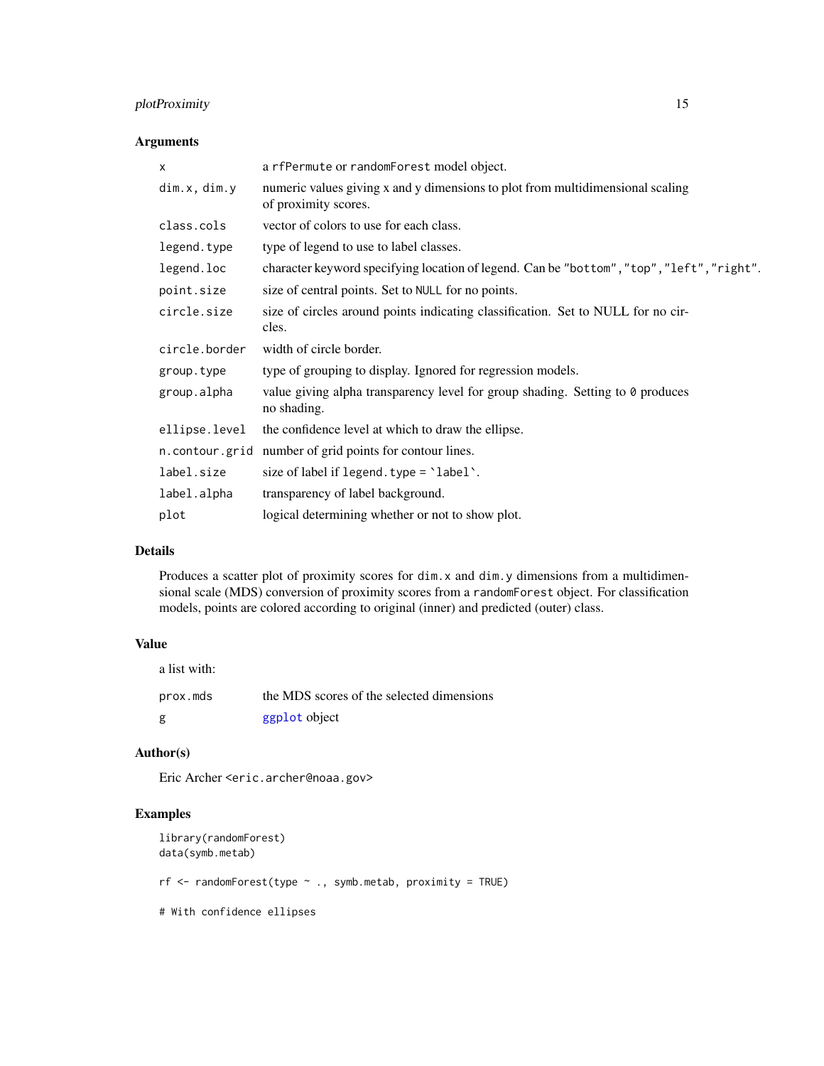## Arguments

| | |
|---|---|
| `x` | a `rfPermute` or `randomForest` model object. |
| `dim.x, dim.y` | numeric values giving x and y dimensions to plot from multidimensional scaling of proximity scores. |
| `class.cols` | vector of colors to use for each class. |
| `legend.type` | type of legend to use to label classes. |
| `legend.loc` | character keyword specifying location of legend. Can be `"bottom"`,`"top"`,`"left"`,`"right"`. |
| `point.size` | size of central points. Set to `NULL` for no points. |
| `circle.size` | size of circles around points indicating classification. Set to NULL for no circles. |
| `circle.border` | width of circle border. |
| `group.type` | type of grouping to display. Ignored for regression models. |
| `group.alpha` | value giving alpha transparency level for group shading. Setting to `0` produces no shading. |
| `ellipse.level` | the confidence level at which to draw the ellipse. |
| `n.contour.grid` | number of grid points for contour lines. |
| `label.size` | size of label if `legend.type = `label``. |
| `label.alpha` | transparency of label background. |
| `plot` | logical determining whether or not to show plot. |

## Details

Produces a scatter plot of proximity scores for `dim.x` and `dim.y` dimensions from a multidimensional scale (MDS) conversion of proximity scores from a `randomForest` object. For classification models, points are colored according to original (inner) and predicted (outer) class.

## Value

a list with:

| | |
|---|---|
| `prox.mds` | the MDS scores of the selected dimensions |
| `g` | `ggplot` object |

## Author(s)

Eric Archer <eric.archer@noaa.gov>

## Examples

```
library(randomForest)
data(symb.metab)

rf <- randomForest(type ~ ., symb.metab, proximity = TRUE)

# With confidence ellipses
```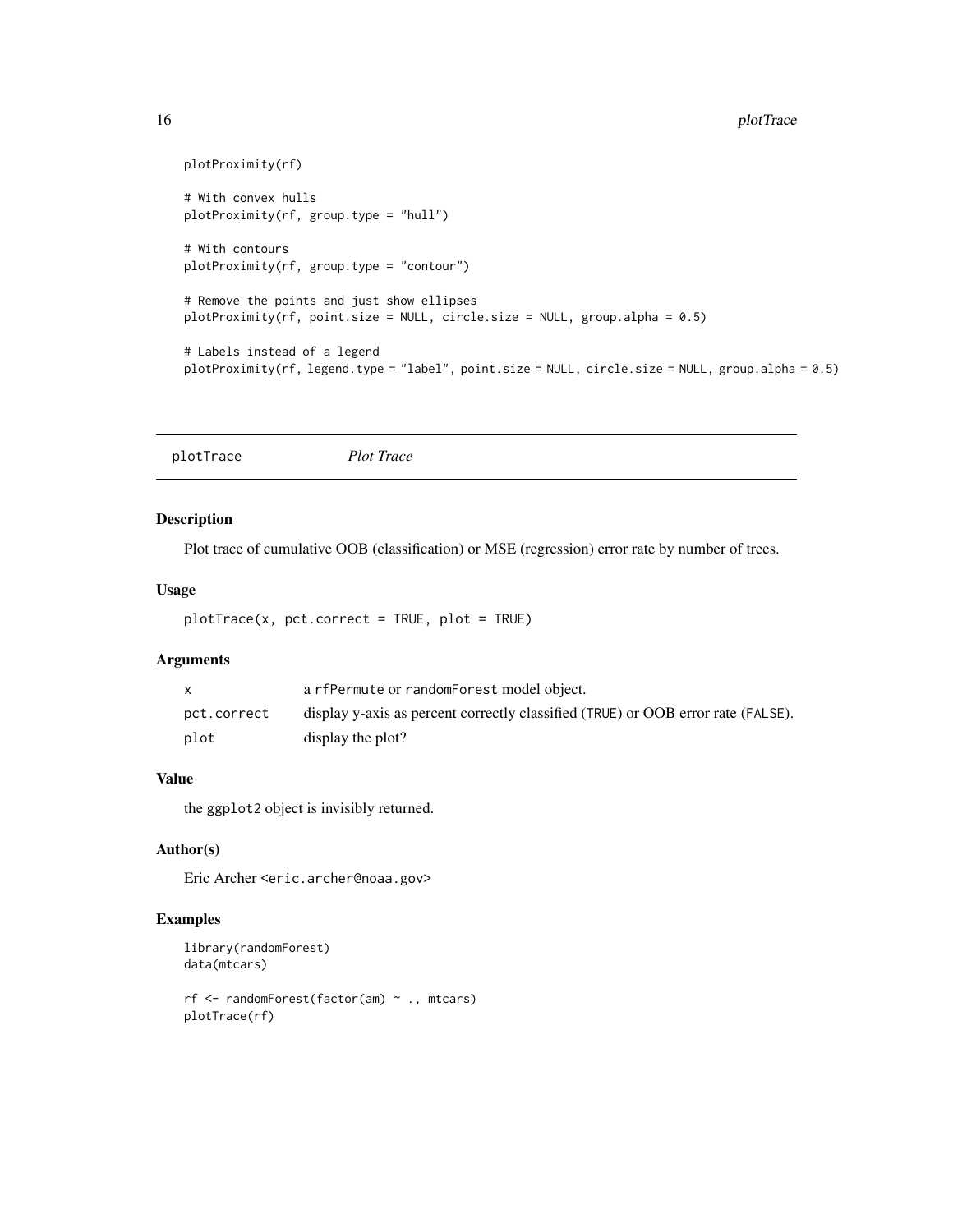```
plotProximity(rf)

# With convex hulls
plotProximity(rf, group.type = "hull")

# With contours
plotProximity(rf, group.type = "contour")

# Remove the points and just show ellipses
plotProximity(rf, point.size = NULL, circle.size = NULL, group.alpha = 0.5)

# Labels instead of a legend
plotProximity(rf, legend.type = "label", point.size = NULL, circle.size = NULL, group.alpha = 0.5)
```

---

## plotTrace *Plot Trace*

### Description

Plot trace of cumulative OOB (classification) or MSE (regression) error rate by number of trees.

### Usage

```
plotTrace(x, pct.correct = TRUE, plot = TRUE)
```

### Arguments

| | |
|---|---|
| `x` | a `rfPermute` or `randomForest` model object. |
| `pct.correct` | display y-axis as percent correctly classified (`TRUE`) or OOB error rate (`FALSE`). |
| `plot` | display the plot? |

### Value

the `ggplot2` object is invisibly returned.

### Author(s)

Eric Archer <eric.archer@noaa.gov>

### Examples

```
library(randomForest)
data(mtcars)

rf <- randomForest(factor(am) ~ ., mtcars)
plotTrace(rf)
```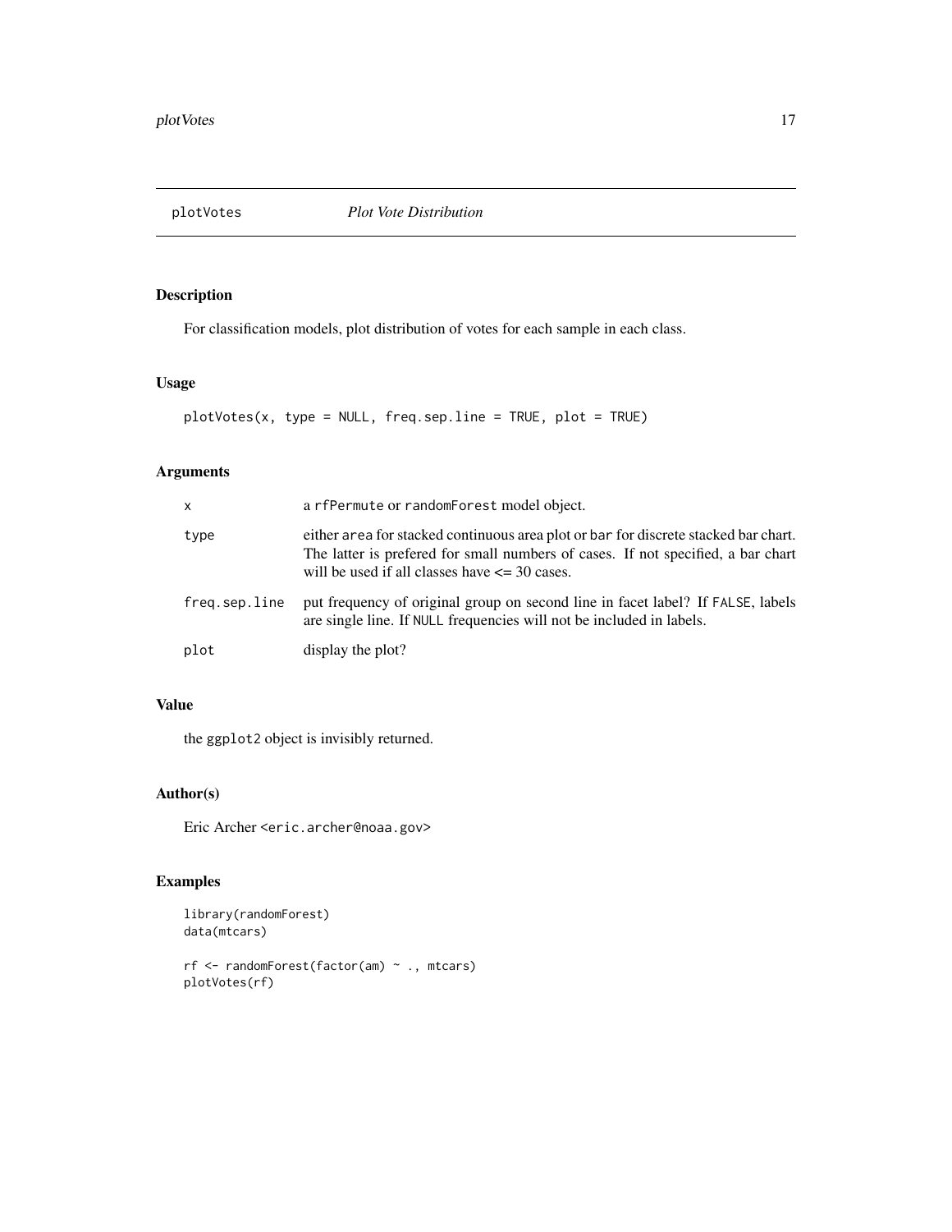# plotVotes *Plot Vote Distribution*

## Description

For classification models, plot distribution of votes for each sample in each class.

## Usage

```
plotVotes(x, type = NULL, freq.sep.line = TRUE, plot = TRUE)
```

## Arguments

| | |
|---|---|
| x | a rfPermute or randomForest model object. |
| type | either area for stacked continuous area plot or bar for discrete stacked bar chart. The latter is prefered for small numbers of cases. If not specified, a bar chart will be used if all classes have <= 30 cases. |
| freq.sep.line | put frequency of original group on second line in facet label? If FALSE, labels are single line. If NULL frequencies will not be included in labels. |
| plot | display the plot? |

## Value

the ggplot2 object is invisibly returned.

## Author(s)

Eric Archer <eric.archer@noaa.gov>

## Examples

```
library(randomForest)
data(mtcars)

rf <- randomForest(factor(am) ~ ., mtcars)
plotVotes(rf)
```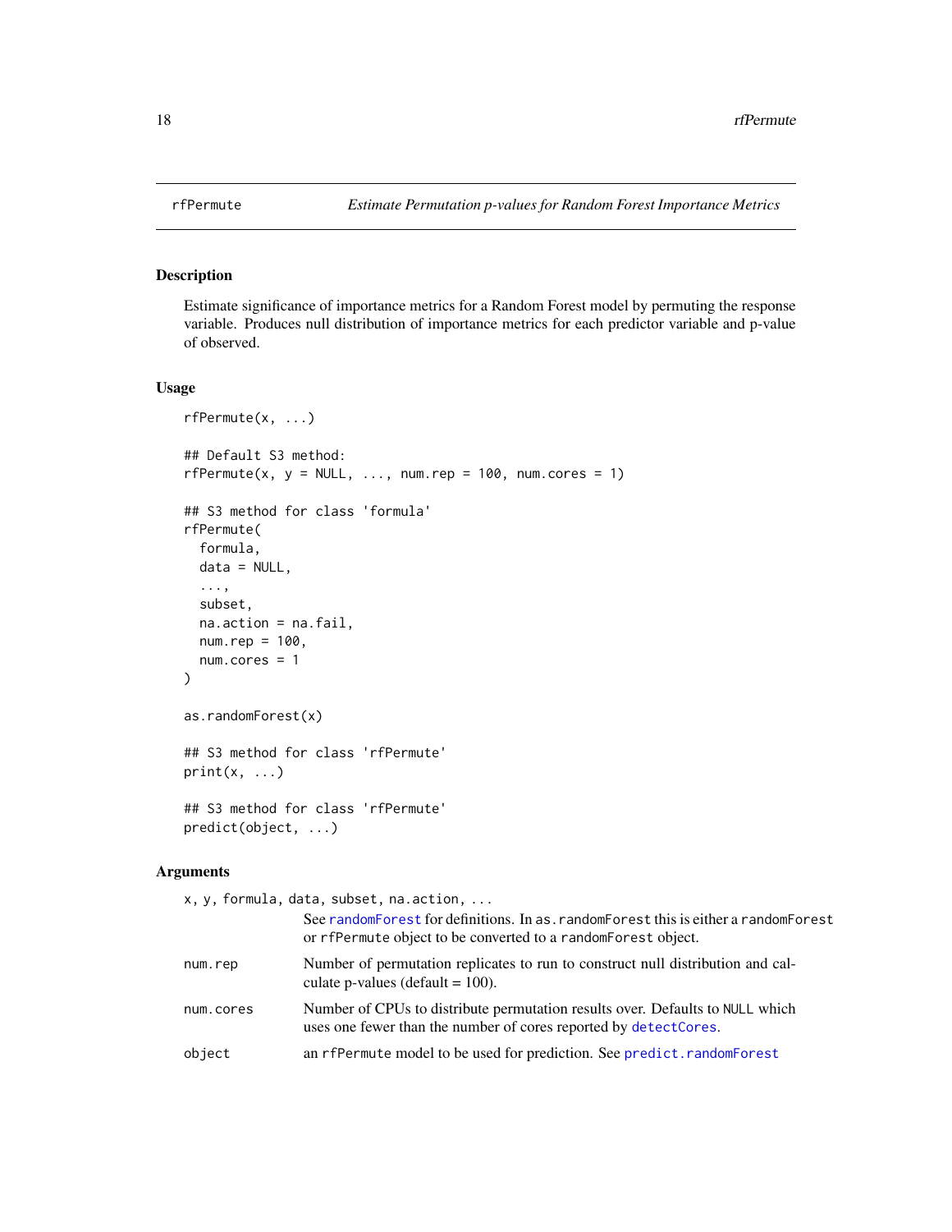# rfPermute — *Estimate Permutation p-values for Random Forest Importance Metrics*

## Description

Estimate significance of importance metrics for a Random Forest model by permuting the response variable. Produces null distribution of importance metrics for each predictor variable and p-value of observed.

## Usage

```
rfPermute(x, ...)

## Default S3 method:
rfPermute(x, y = NULL, ..., num.rep = 100, num.cores = 1)

## S3 method for class 'formula'
rfPermute(
  formula,
  data = NULL,
  ...,
  subset,
  na.action = na.fail,
  num.rep = 100,
  num.cores = 1
)

as.randomForest(x)

## S3 method for class 'rfPermute'
print(x, ...)

## S3 method for class 'rfPermute'
predict(object, ...)
```

## Arguments

| | |
|---|---|
| `x, y, formula, data, subset, na.action, ...` | See `randomForest` for definitions. In `as.randomForest` this is either a `randomForest` or `rfPermute` object to be converted to a `randomForest` object. |
| `num.rep` | Number of permutation replicates to run to construct null distribution and calculate p-values (default = 100). |
| `num.cores` | Number of CPUs to distribute permutation results over. Defaults to `NULL` which uses one fewer than the number of cores reported by `detectCores`. |
| `object` | an `rfPermute` model to be used for prediction. See `predict.randomForest` |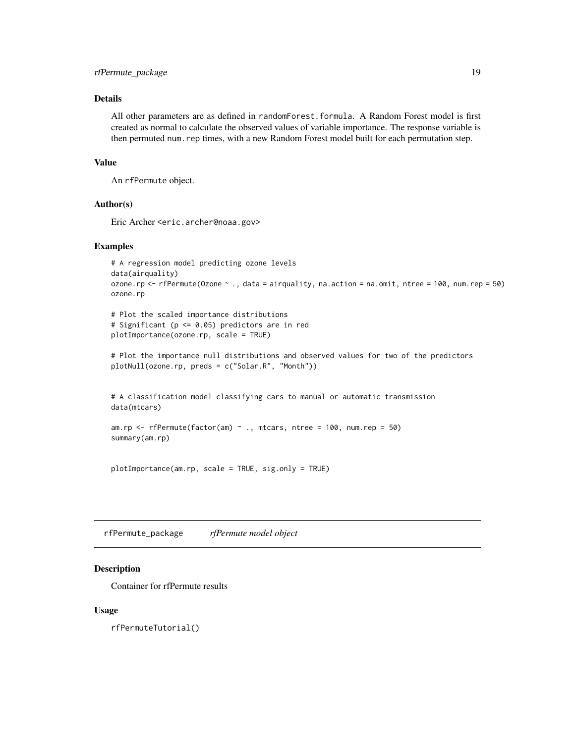### Details

All other parameters are as defined in `randomForest.formula`. A Random Forest model is first created as normal to calculate the observed values of variable importance. The response variable is then permuted `num.rep` times, with a new Random Forest model built for each permutation step.

### Value

An `rfPermute` object.

### Author(s)

Eric Archer <eric.archer@noaa.gov>

### Examples

```
# A regression model predicting ozone levels
data(airquality)
ozone.rp <- rfPermute(Ozone ~ ., data = airquality, na.action = na.omit, ntree = 100, num.rep = 50)
ozone.rp

# Plot the scaled importance distributions
# Significant (p <= 0.05) predictors are in red
plotImportance(ozone.rp, scale = TRUE)

# Plot the importance null distributions and observed values for two of the predictors
plotNull(ozone.rp, preds = c("Solar.R", "Month"))


# A classification model classifying cars to manual or automatic transmission
data(mtcars)

am.rp <- rfPermute(factor(am) ~ ., mtcars, ntree = 100, num.rep = 50)
summary(am.rp)


plotImportance(am.rp, scale = TRUE, sig.only = TRUE)
```

---

## rfPermute_package    *rfPermute model object*

### Description

Container for rfPermute results

### Usage

```
rfPermuteTutorial()
```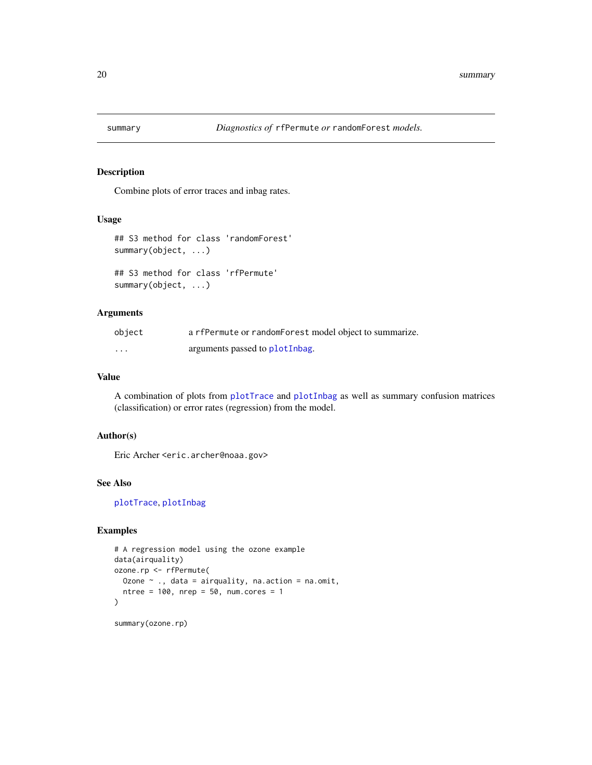## summary — *Diagnostics of* `rfPermute` *or* `randomForest` *models.*

### Description

Combine plots of error traces and inbag rates.

### Usage

```
## S3 method for class 'randomForest'
summary(object, ...)

## S3 method for class 'rfPermute'
summary(object, ...)
```

### Arguments

| | |
|---|---|
| `object` | a `rfPermute` or `randomForest` model object to summarize. |
| `...` | arguments passed to `plotInbag`. |

### Value

A combination of plots from `plotTrace` and `plotInbag` as well as summary confusion matrices (classification) or error rates (regression) from the model.

### Author(s)

Eric Archer <eric.archer@noaa.gov>

### See Also

`plotTrace`, `plotInbag`

### Examples

```
# A regression model using the ozone example
data(airquality)
ozone.rp <- rfPermute(
  Ozone ~ ., data = airquality, na.action = na.omit,
  ntree = 100, nrep = 50, num.cores = 1
)

summary(ozone.rp)
```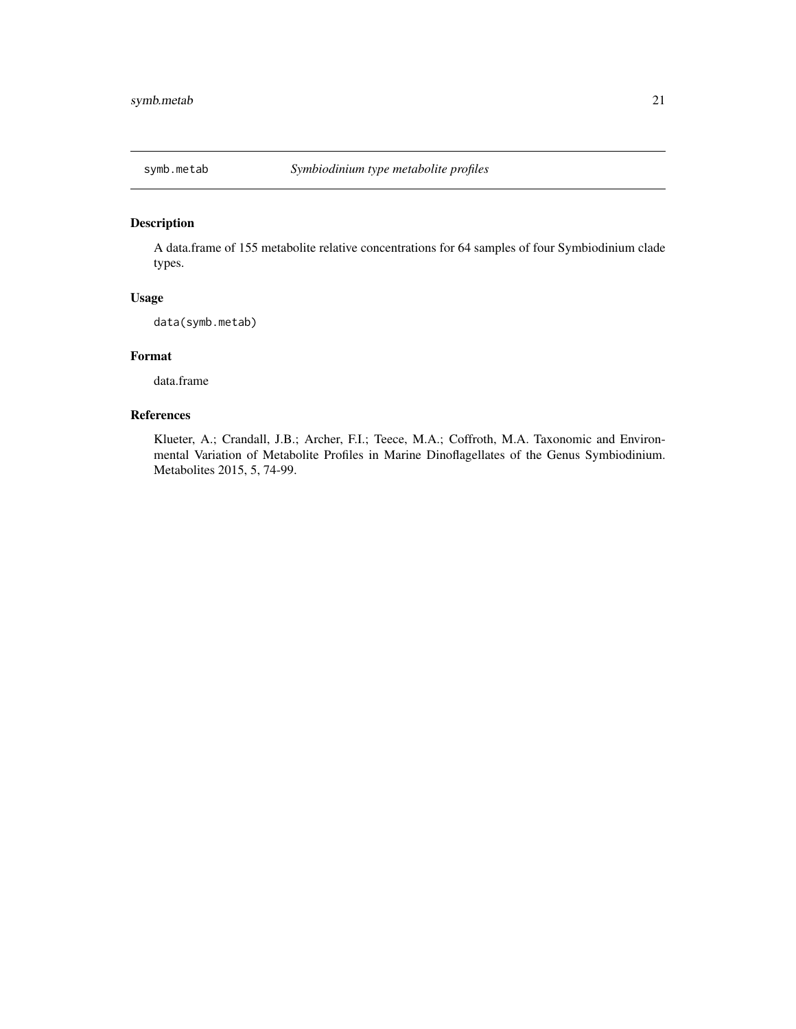## symb.metab — *Symbiodinium type metabolite profiles*

### Description

A data.frame of 155 metabolite relative concentrations for 64 samples of four Symbiodinium clade types.

### Usage

```
data(symb.metab)
```

### Format

data.frame

### References

Klueter, A.; Crandall, J.B.; Archer, F.I.; Teece, M.A.; Coffroth, M.A. Taxonomic and Environmental Variation of Metabolite Profiles in Marine Dinoflagellates of the Genus Symbiodinium. Metabolites 2015, 5, 74-99.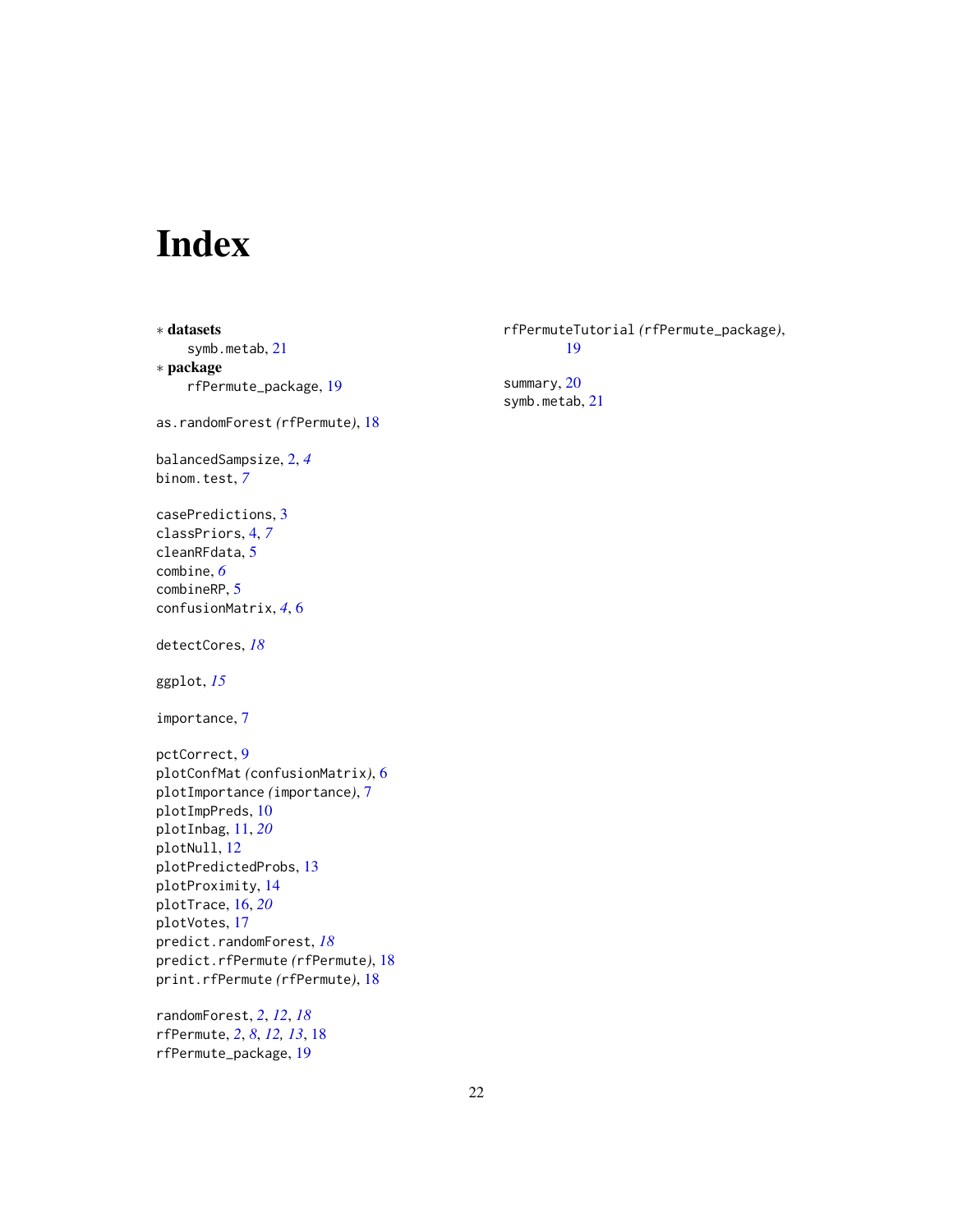# Index

∗ **datasets**
  symb.metab, 21

∗ **package**
  rfPermute_package, 19

as.randomForest *(*rfPermute*)*, 18

balancedSampsize, 2, *4*
binom.test, *7*

casePredictions, 3
classPriors, 4, *7*
cleanRFdata, 5
combine, *6*
combineRP, 5
confusionMatrix, *4*, 6

detectCores, *18*

ggplot, *15*

importance, 7

pctCorrect, 9
plotConfMat *(*confusionMatrix*)*, 6
plotImportance *(*importance*)*, 7
plotImpPreds, 10
plotInbag, 11, *20*
plotNull, 12
plotPredictedProbs, 13
plotProximity, 14
plotTrace, 16, *20*
plotVotes, 17
predict.randomForest, *18*
predict.rfPermute *(*rfPermute*)*, 18
print.rfPermute *(*rfPermute*)*, 18

randomForest, *2*, *12*, *18*
rfPermute, *2*, *8*, *12, 13*, 18
rfPermute_package, 19
rfPermuteTutorial *(*rfPermute_package*)*,
  19

summary, 20
symb.metab, 21